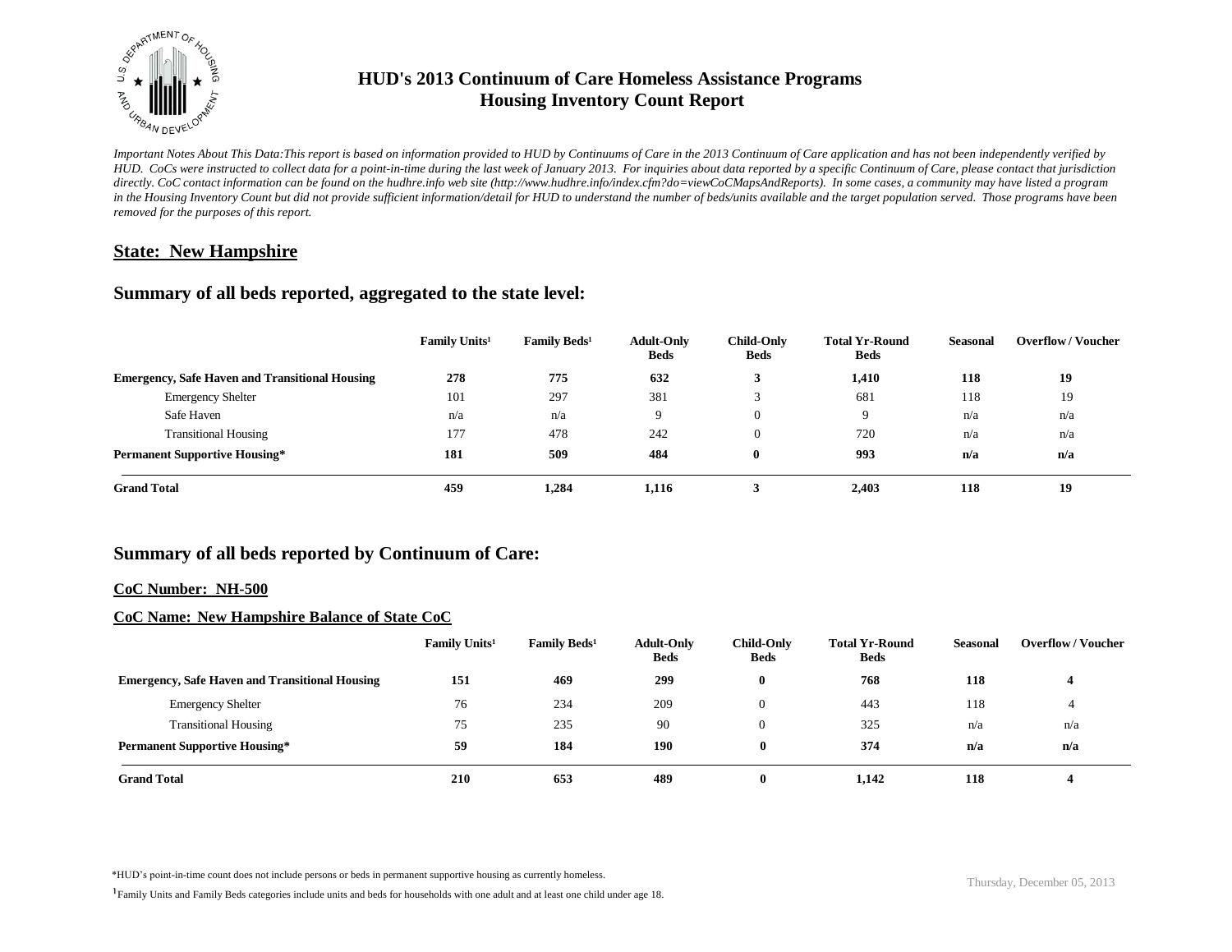# HUD's 2013 Continuum of Care Homeless Assistance Programs
# Housing Inventory Count Report

*Important Notes About This Data:This report is based on information provided to HUD by Continuums of Care in the 2013 Continuum of Care application and has not been independently verified by HUD. CoCs were instructed to collect data for a point-in-time during the last week of January 2013. For inquiries about data reported by a specific Continuum of Care, please contact that jurisdiction directly. CoC contact information can be found on the hudhre.info web site (http://www.hudhre.info/index.cfm?do=viewCoCMapsAndReports). In some cases, a community may have listed a program in the Housing Inventory Count but did not provide sufficient information/detail for HUD to understand the number of beds/units available and the target population served. Those programs have been removed for the purposes of this report.*

## State: New Hampshire

## Summary of all beds reported, aggregated to the state level:

| | Family Units[1] | Family Beds[1] | Adult-Only Beds | Child-Only Beds | Total Yr-Round Beds | Seasonal | Overflow / Voucher |
|---|---|---|---|---|---|---|---|
| **Emergency, Safe Haven and Transitional Housing** | **278** | **775** | **632** | **3** | **1,410** | **118** | **19** |
| Emergency Shelter | 101 | 297 | 381 | 3 | 681 | 118 | 19 |
| Safe Haven | n/a | n/a | 9 | 0 | 9 | n/a | n/a |
| Transitional Housing | 177 | 478 | 242 | 0 | 720 | n/a | n/a |
| **Permanent Supportive Housing*** | **181** | **509** | **484** | **0** | **993** | **n/a** | **n/a** |
| **Grand Total** | **459** | **1,284** | **1,116** | **3** | **2,403** | **118** | **19** |

## Summary of all beds reported by Continuum of Care:

### CoC Number: NH-500

### CoC Name: New Hampshire Balance of State CoC

| | Family Units[1] | Family Beds[1] | Adult-Only Beds | Child-Only Beds | Total Yr-Round Beds | Seasonal | Overflow / Voucher |
|---|---|---|---|---|---|---|---|
| **Emergency, Safe Haven and Transitional Housing** | **151** | **469** | **299** | **0** | **768** | **118** | **4** |
| Emergency Shelter | 76 | 234 | 209 | 0 | 443 | 118 | 4 |
| Transitional Housing | 75 | 235 | 90 | 0 | 325 | n/a | n/a |
| **Permanent Supportive Housing*** | **59** | **184** | **190** | **0** | **374** | **n/a** | **n/a** |
| **Grand Total** | **210** | **653** | **489** | **0** | **1,142** | **118** | **4** |

*HUD's point-in-time count does not include persons or beds in permanent supportive housing as currently homeless.

[1] Family Units and Family Beds categories include units and beds for households with one adult and at least one child under age 18.

Thursday, December 05, 2013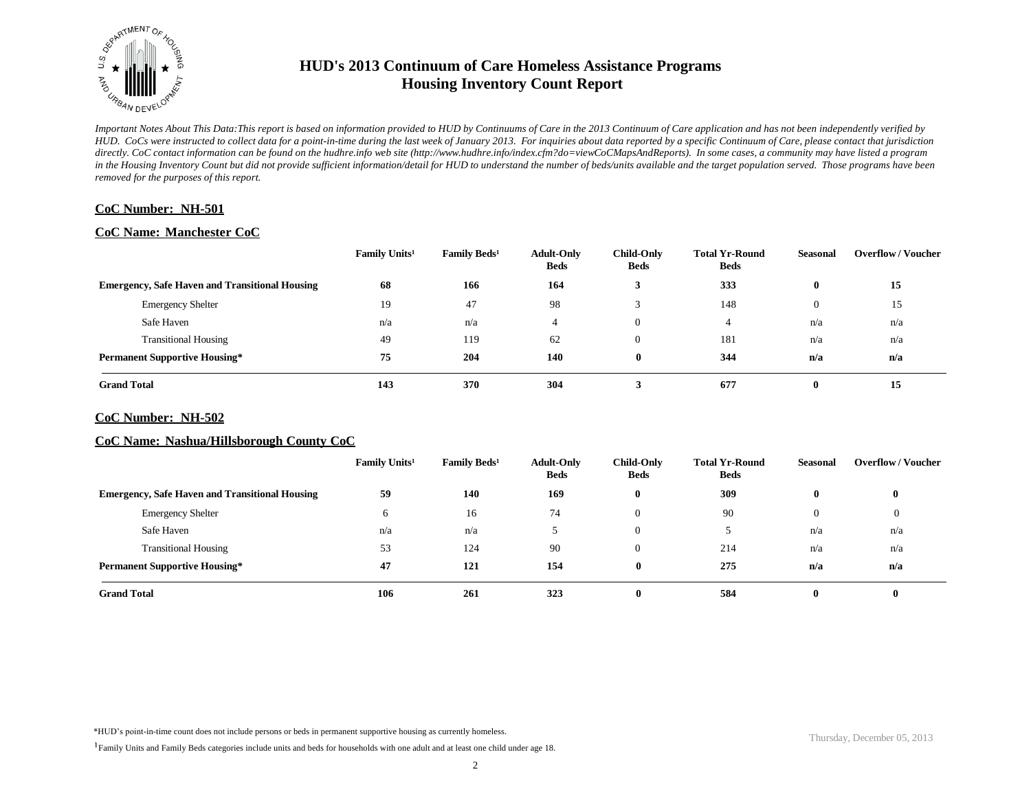# HUD's 2013 Continuum of Care Homeless Assistance Programs
## Housing Inventory Count Report

*Important Notes About This Data:This report is based on information provided to HUD by Continuums of Care in the 2013 Continuum of Care application and has not been independently verified by HUD. CoCs were instructed to collect data for a point-in-time during the last week of January 2013. For inquiries about data reported by a specific Continuum of Care, please contact that jurisdiction directly. CoC contact information can be found on the hudhre.info web site (http://www.hudhre.info/index.cfm?do=viewCoCMapsAndReports). In some cases, a community may have listed a program in the Housing Inventory Count but did not provide sufficient information/detail for HUD to understand the number of beds/units available and the target population served. Those programs have been removed for the purposes of this report.*

### CoC Number: NH-501

### CoC Name: Manchester CoC

| | Family Units[1] | Family Beds[1] | Adult-Only Beds | Child-Only Beds | Total Yr-Round Beds | Seasonal | Overflow / Voucher |
|---|---|---|---|---|---|---|---|
| **Emergency, Safe Haven and Transitional Housing** | **68** | **166** | **164** | **3** | **333** | **0** | **15** |
| Emergency Shelter | 19 | 47 | 98 | 3 | 148 | 0 | 15 |
| Safe Haven | n/a | n/a | 4 | 0 | 4 | n/a | n/a |
| Transitional Housing | 49 | 119 | 62 | 0 | 181 | n/a | n/a |
| **Permanent Supportive Housing*** | **75** | **204** | **140** | **0** | **344** | **n/a** | **n/a** |
| **Grand Total** | **143** | **370** | **304** | **3** | **677** | **0** | **15** |

### CoC Number: NH-502

### CoC Name: Nashua/Hillsborough County CoC

| | Family Units[1] | Family Beds[1] | Adult-Only Beds | Child-Only Beds | Total Yr-Round Beds | Seasonal | Overflow / Voucher |
|---|---|---|---|---|---|---|---|
| **Emergency, Safe Haven and Transitional Housing** | **59** | **140** | **169** | **0** | **309** | **0** | **0** |
| Emergency Shelter | 6 | 16 | 74 | 0 | 90 | 0 | 0 |
| Safe Haven | n/a | n/a | 5 | 0 | 5 | n/a | n/a |
| Transitional Housing | 53 | 124 | 90 | 0 | 214 | n/a | n/a |
| **Permanent Supportive Housing*** | **47** | **121** | **154** | **0** | **275** | **n/a** | **n/a** |
| **Grand Total** | **106** | **261** | **323** | **0** | **584** | **0** | **0** |

*HUD's point-in-time count does not include persons or beds in permanent supportive housing as currently homeless.

[1]Family Units and Family Beds categories include units and beds for households with one adult and at least one child under age 18.

Thursday, December 05, 2013